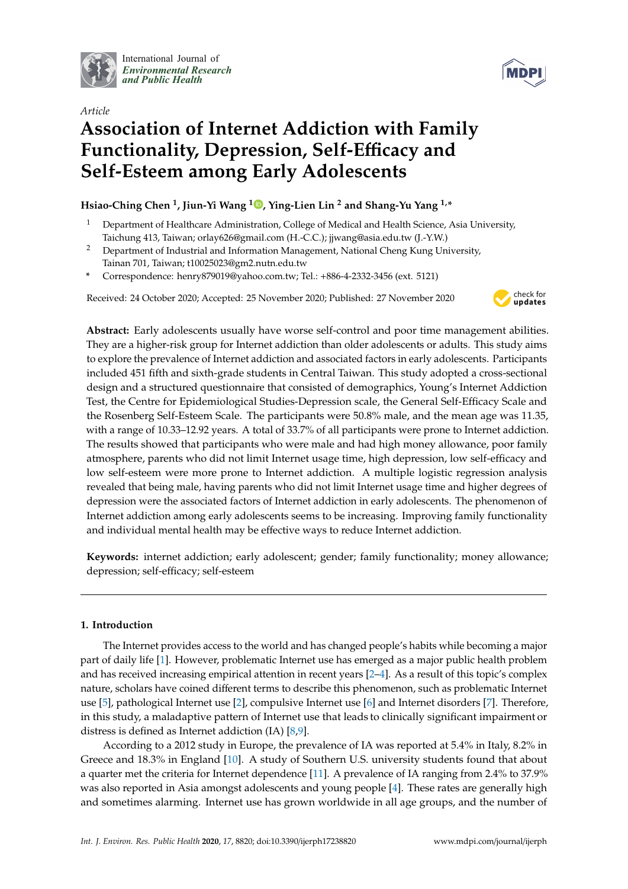*Article*

# Association of Internet Addiction with Family Functionality, Depression, Self-Efficacy and Self-Esteem among Early Adolescents

**Hsiao-Ching Chen [1], Jiun-Yi Wang [1], Ying-Lien Lin [2] and Shang-Yu Yang [1,*]**

[1] Department of Healthcare Administration, College of Medical and Health Science, Asia University, Taichung 413, Taiwan; orlay626@gmail.com (H.-C.C.); jjwang@asia.edu.tw (J.-Y.W.)

[2] Department of Industrial and Information Management, National Cheng Kung University, Tainan 701, Taiwan; t10025023@gm2.nutn.edu.tw

\* Correspondence: henry879019@yahoo.com.tw; Tel.: +886-4-2332-3456 (ext. 5121)

Received: 24 October 2020; Accepted: 25 November 2020; Published: 27 November 2020

**Abstract:** Early adolescents usually have worse self-control and poor time management abilities. They are a higher-risk group for Internet addiction than older adolescents or adults. This study aims to explore the prevalence of Internet addiction and associated factors in early adolescents. Participants included 451 fifth and sixth-grade students in Central Taiwan. This study adopted a cross-sectional design and a structured questionnaire that consisted of demographics, Young's Internet Addiction Test, the Centre for Epidemiological Studies-Depression scale, the General Self-Efficacy Scale and the Rosenberg Self-Esteem Scale. The participants were 50.8% male, and the mean age was 11.35, with a range of 10.33–12.92 years. A total of 33.7% of all participants were prone to Internet addiction. The results showed that participants who were male and had high money allowance, poor family atmosphere, parents who did not limit Internet usage time, high depression, low self-efficacy and low self-esteem were more prone to Internet addiction. A multiple logistic regression analysis revealed that being male, having parents who did not limit Internet usage time and higher degrees of depression were the associated factors of Internet addiction in early adolescents. The phenomenon of Internet addiction among early adolescents seems to be increasing. Improving family functionality and individual mental health may be effective ways to reduce Internet addiction.

**Keywords:** internet addiction; early adolescent; gender; family functionality; money allowance; depression; self-efficacy; self-esteem

## 1. Introduction

The Internet provides access to the world and has changed people's habits while becoming a major part of daily life [1]. However, problematic Internet use has emerged as a major public health problem and has received increasing empirical attention in recent years [2–4]. As a result of this topic's complex nature, scholars have coined different terms to describe this phenomenon, such as problematic Internet use [5], pathological Internet use [2], compulsive Internet use [6] and Internet disorders [7]. Therefore, in this study, a maladaptive pattern of Internet use that leads to clinically significant impairment or distress is defined as Internet addiction (IA) [8,9].

According to a 2012 study in Europe, the prevalence of IA was reported at 5.4% in Italy, 8.2% in Greece and 18.3% in England [10]. A study of Southern U.S. university students found that about a quarter met the criteria for Internet dependence [11]. A prevalence of IA ranging from 2.4% to 37.9% was also reported in Asia amongst adolescents and young people [4]. These rates are generally high and sometimes alarming. Internet use has grown worldwide in all age groups, and the number of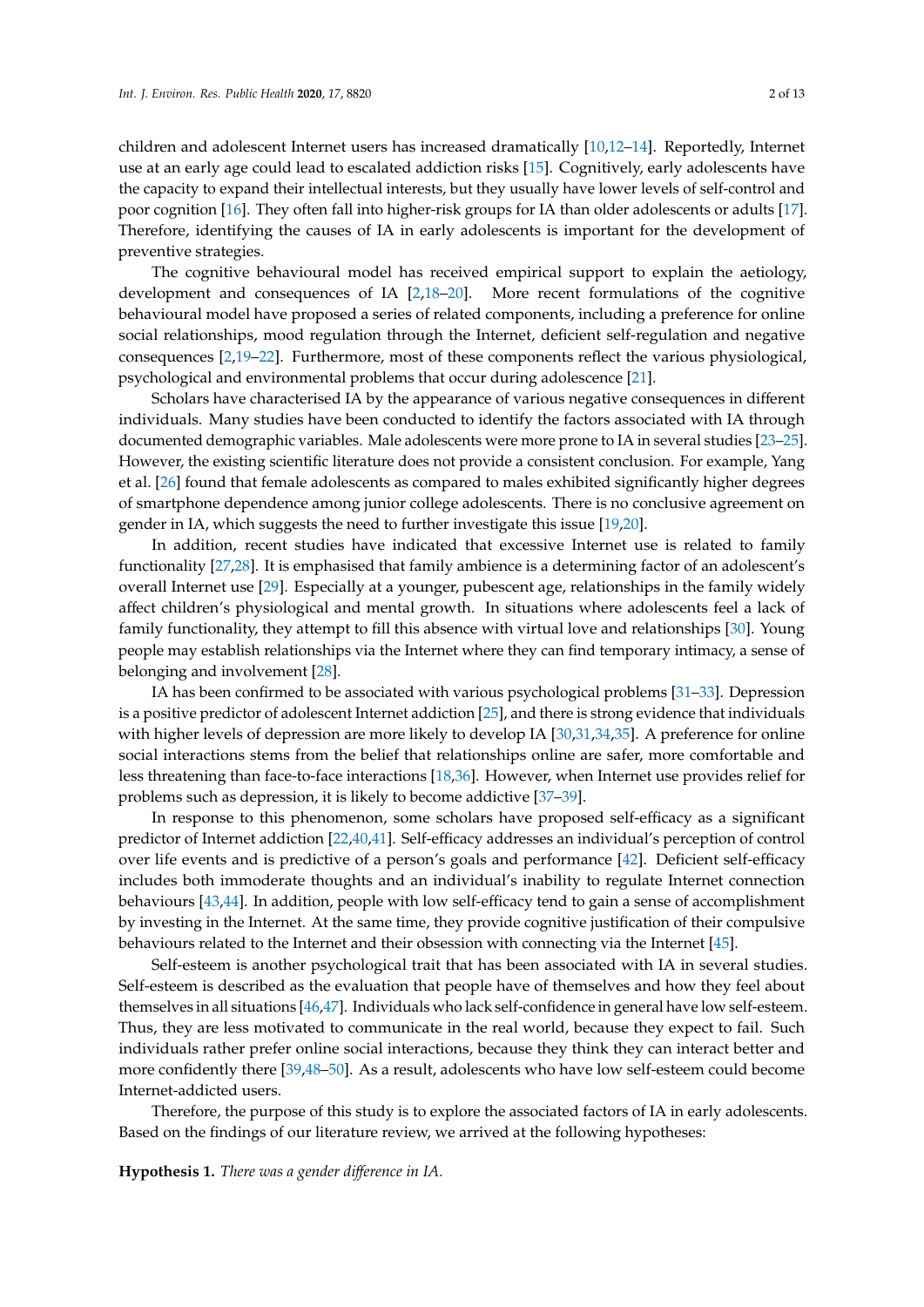children and adolescent Internet users has increased dramatically [10,12–14]. Reportedly, Internet use at an early age could lead to escalated addiction risks [15]. Cognitively, early adolescents have the capacity to expand their intellectual interests, but they usually have lower levels of self-control and poor cognition [16]. They often fall into higher-risk groups for IA than older adolescents or adults [17]. Therefore, identifying the causes of IA in early adolescents is important for the development of preventive strategies.

The cognitive behavioural model has received empirical support to explain the aetiology, development and consequences of IA [2,18–20]. More recent formulations of the cognitive behavioural model have proposed a series of related components, including a preference for online social relationships, mood regulation through the Internet, deficient self-regulation and negative consequences [2,19–22]. Furthermore, most of these components reflect the various physiological, psychological and environmental problems that occur during adolescence [21].

Scholars have characterised IA by the appearance of various negative consequences in different individuals. Many studies have been conducted to identify the factors associated with IA through documented demographic variables. Male adolescents were more prone to IA in several studies [23–25]. However, the existing scientific literature does not provide a consistent conclusion. For example, Yang et al. [26] found that female adolescents as compared to males exhibited significantly higher degrees of smartphone dependence among junior college adolescents. There is no conclusive agreement on gender in IA, which suggests the need to further investigate this issue [19,20].

In addition, recent studies have indicated that excessive Internet use is related to family functionality [27,28]. It is emphasised that family ambience is a determining factor of an adolescent's overall Internet use [29]. Especially at a younger, pubescent age, relationships in the family widely affect children's physiological and mental growth. In situations where adolescents feel a lack of family functionality, they attempt to fill this absence with virtual love and relationships [30]. Young people may establish relationships via the Internet where they can find temporary intimacy, a sense of belonging and involvement [28].

IA has been confirmed to be associated with various psychological problems [31–33]. Depression is a positive predictor of adolescent Internet addiction [25], and there is strong evidence that individuals with higher levels of depression are more likely to develop IA [30,31,34,35]. A preference for online social interactions stems from the belief that relationships online are safer, more comfortable and less threatening than face-to-face interactions [18,36]. However, when Internet use provides relief for problems such as depression, it is likely to become addictive [37–39].

In response to this phenomenon, some scholars have proposed self-efficacy as a significant predictor of Internet addiction [22,40,41]. Self-efficacy addresses an individual's perception of control over life events and is predictive of a person's goals and performance [42]. Deficient self-efficacy includes both immoderate thoughts and an individual's inability to regulate Internet connection behaviours [43,44]. In addition, people with low self-efficacy tend to gain a sense of accomplishment by investing in the Internet. At the same time, they provide cognitive justification of their compulsive behaviours related to the Internet and their obsession with connecting via the Internet [45].

Self-esteem is another psychological trait that has been associated with IA in several studies. Self-esteem is described as the evaluation that people have of themselves and how they feel about themselves in all situations [46,47]. Individuals who lack self-confidence in general have low self-esteem. Thus, they are less motivated to communicate in the real world, because they expect to fail. Such individuals rather prefer online social interactions, because they think they can interact better and more confidently there [39,48–50]. As a result, adolescents who have low self-esteem could become Internet-addicted users.

Therefore, the purpose of this study is to explore the associated factors of IA in early adolescents. Based on the findings of our literature review, we arrived at the following hypotheses:

**Hypothesis 1.** *There was a gender difference in IA.*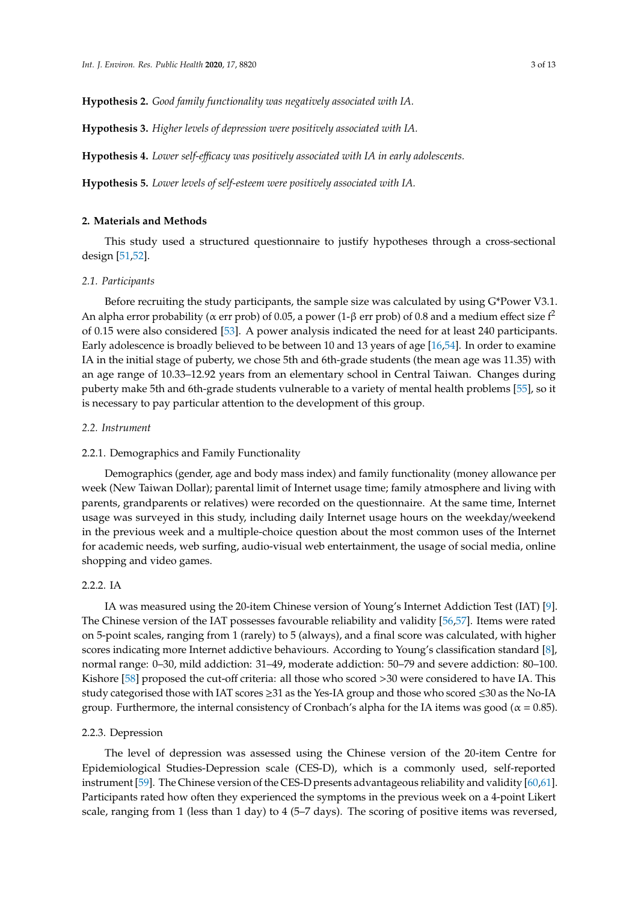**Hypothesis 2.** *Good family functionality was negatively associated with IA.*

**Hypothesis 3.** *Higher levels of depression were positively associated with IA.*

**Hypothesis 4.** *Lower self-efficacy was positively associated with IA in early adolescents.*

**Hypothesis 5.** *Lower levels of self-esteem were positively associated with IA.*

## 2. Materials and Methods

This study used a structured questionnaire to justify hypotheses through a cross-sectional design [51,52].

### 2.1. Participants

Before recruiting the study participants, the sample size was calculated by using G*Power V3.1. An alpha error probability ($\alpha$ err prob) of 0.05, a power (1-$\beta$ err prob) of 0.8 and a medium effect size $f^2$ of 0.15 were also considered [53]. A power analysis indicated the need for at least 240 participants. Early adolescence is broadly believed to be between 10 and 13 years of age [16,54]. In order to examine IA in the initial stage of puberty, we chose 5th and 6th-grade students (the mean age was 11.35) with an age range of 10.33–12.92 years from an elementary school in Central Taiwan. Changes during puberty make 5th and 6th-grade students vulnerable to a variety of mental health problems [55], so it is necessary to pay particular attention to the development of this group.

### 2.2. Instrument

#### 2.2.1. Demographics and Family Functionality

Demographics (gender, age and body mass index) and family functionality (money allowance per week (New Taiwan Dollar); parental limit of Internet usage time; family atmosphere and living with parents, grandparents or relatives) were recorded on the questionnaire. At the same time, Internet usage was surveyed in this study, including daily Internet usage hours on the weekday/weekend in the previous week and a multiple-choice question about the most common uses of the Internet for academic needs, web surfing, audio-visual web entertainment, the usage of social media, online shopping and video games.

#### 2.2.2. IA

IA was measured using the 20-item Chinese version of Young's Internet Addiction Test (IAT) [9]. The Chinese version of the IAT possesses favourable reliability and validity [56,57]. Items were rated on 5-point scales, ranging from 1 (rarely) to 5 (always), and a final score was calculated, with higher scores indicating more Internet addictive behaviours. According to Young's classification standard [8], normal range: 0–30, mild addiction: 31–49, moderate addiction: 50–79 and severe addiction: 80–100. Kishore [58] proposed the cut-off criteria: all those who scored >30 were considered to have IA. This study categorised those with IAT scores ≥31 as the Yes-IA group and those who scored ≤30 as the No-IA group. Furthermore, the internal consistency of Cronbach's alpha for the IA items was good ($\alpha = 0.85$).

#### 2.2.3. Depression

The level of depression was assessed using the Chinese version of the 20-item Centre for Epidemiological Studies-Depression scale (CES-D), which is a commonly used, self-reported instrument [59]. The Chinese version of the CES-D presents advantageous reliability and validity [60,61]. Participants rated how often they experienced the symptoms in the previous week on a 4-point Likert scale, ranging from 1 (less than 1 day) to 4 (5–7 days). The scoring of positive items was reversed,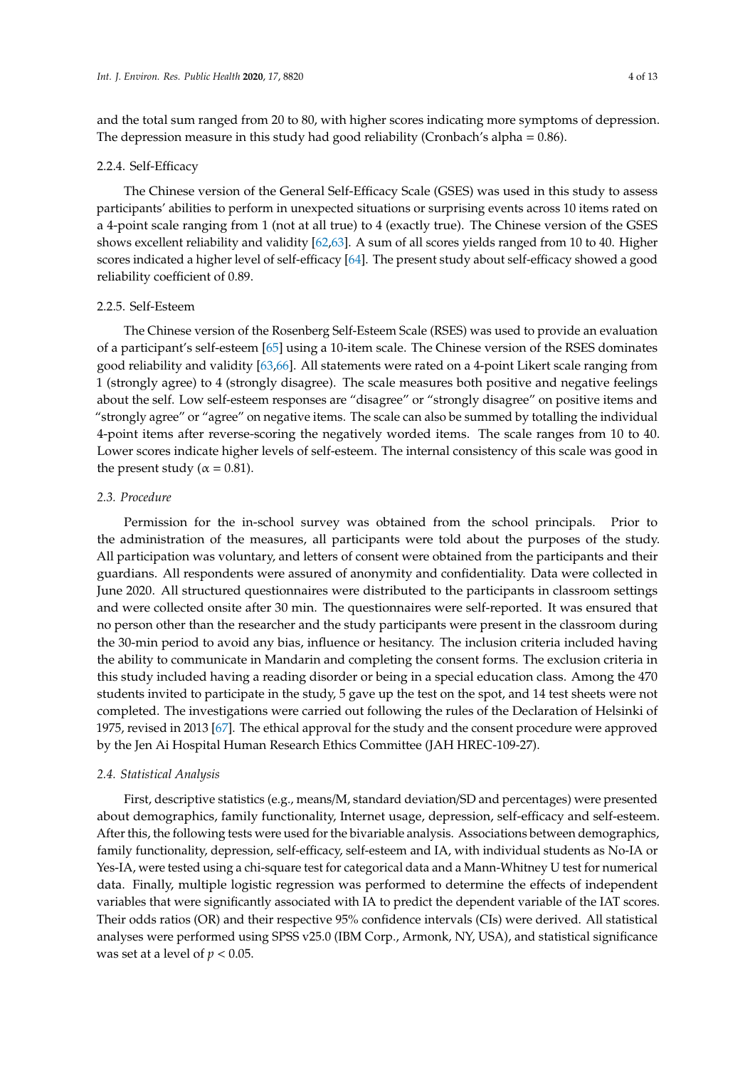and the total sum ranged from 20 to 80, with higher scores indicating more symptoms of depression. The depression measure in this study had good reliability (Cronbach's alpha = 0.86).

#### 2.2.4. Self-Efficacy

The Chinese version of the General Self-Efficacy Scale (GSES) was used in this study to assess participants' abilities to perform in unexpected situations or surprising events across 10 items rated on a 4-point scale ranging from 1 (not at all true) to 4 (exactly true). The Chinese version of the GSES shows excellent reliability and validity [62,63]. A sum of all scores yields ranged from 10 to 40. Higher scores indicated a higher level of self-efficacy [64]. The present study about self-efficacy showed a good reliability coefficient of 0.89.

#### 2.2.5. Self-Esteem

The Chinese version of the Rosenberg Self-Esteem Scale (RSES) was used to provide an evaluation of a participant's self-esteem [65] using a 10-item scale. The Chinese version of the RSES dominates good reliability and validity [63,66]. All statements were rated on a 4-point Likert scale ranging from 1 (strongly agree) to 4 (strongly disagree). The scale measures both positive and negative feelings about the self. Low self-esteem responses are "disagree" or "strongly disagree" on positive items and "strongly agree" or "agree" on negative items. The scale can also be summed by totalling the individual 4-point items after reverse-scoring the negatively worded items. The scale ranges from 10 to 40. Lower scores indicate higher levels of self-esteem. The internal consistency of this scale was good in the present study ($\alpha = 0.81$).

### *2.3. Procedure*

Permission for the in-school survey was obtained from the school principals. Prior to the administration of the measures, all participants were told about the purposes of the study. All participation was voluntary, and letters of consent were obtained from the participants and their guardians. All respondents were assured of anonymity and confidentiality. Data were collected in June 2020. All structured questionnaires were distributed to the participants in classroom settings and were collected onsite after 30 min. The questionnaires were self-reported. It was ensured that no person other than the researcher and the study participants were present in the classroom during the 30-min period to avoid any bias, influence or hesitancy. The inclusion criteria included having the ability to communicate in Mandarin and completing the consent forms. The exclusion criteria in this study included having a reading disorder or being in a special education class. Among the 470 students invited to participate in the study, 5 gave up the test on the spot, and 14 test sheets were not completed. The investigations were carried out following the rules of the Declaration of Helsinki of 1975, revised in 2013 [67]. The ethical approval for the study and the consent procedure were approved by the Jen Ai Hospital Human Research Ethics Committee (JAH HREC-109-27).

### *2.4. Statistical Analysis*

First, descriptive statistics (e.g., means/M, standard deviation/SD and percentages) were presented about demographics, family functionality, Internet usage, depression, self-efficacy and self-esteem. After this, the following tests were used for the bivariable analysis. Associations between demographics, family functionality, depression, self-efficacy, self-esteem and IA, with individual students as No-IA or Yes-IA, were tested using a chi-square test for categorical data and a Mann-Whitney U test for numerical data. Finally, multiple logistic regression was performed to determine the effects of independent variables that were significantly associated with IA to predict the dependent variable of the IAT scores. Their odds ratios (OR) and their respective 95% confidence intervals (CIs) were derived. All statistical analyses were performed using SPSS v25.0 (IBM Corp., Armonk, NY, USA), and statistical significance was set at a level of $p < 0.05$.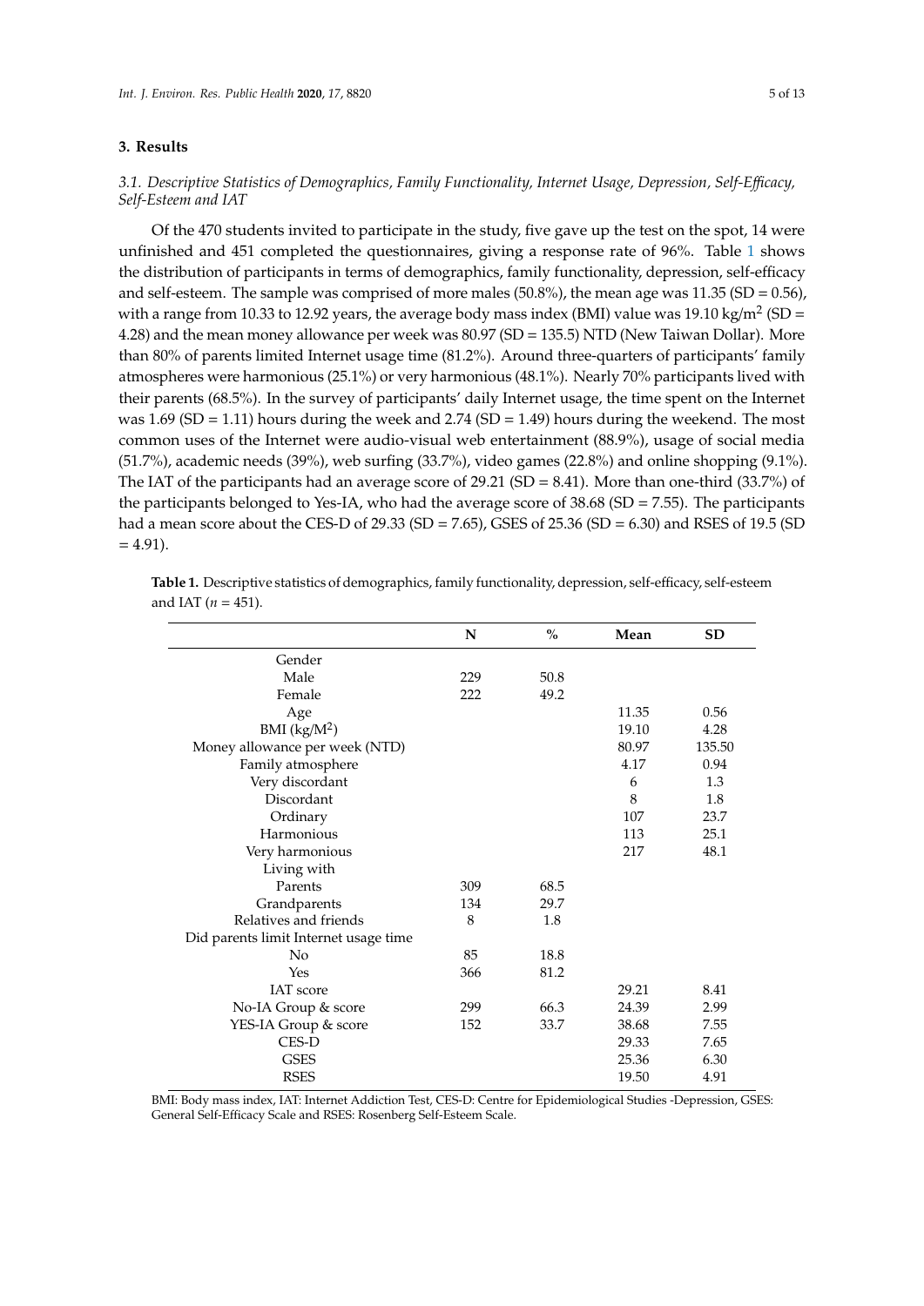## 3. Results

### *3.1. Descriptive Statistics of Demographics, Family Functionality, Internet Usage, Depression, Self-Efficacy, Self-Esteem and IAT*

Of the 470 students invited to participate in the study, five gave up the test on the spot, 14 were unfinished and 451 completed the questionnaires, giving a response rate of 96%. Table 1 shows the distribution of participants in terms of demographics, family functionality, depression, self-efficacy and self-esteem. The sample was comprised of more males (50.8%), the mean age was 11.35 (SD = 0.56), with a range from 10.33 to 12.92 years, the average body mass index (BMI) value was 19.10 kg/m$^2$ (SD = 4.28) and the mean money allowance per week was 80.97 (SD = 135.5) NTD (New Taiwan Dollar). More than 80% of parents limited Internet usage time (81.2%). Around three-quarters of participants' family atmospheres were harmonious (25.1%) or very harmonious (48.1%). Nearly 70% participants lived with their parents (68.5%). In the survey of participants' daily Internet usage, the time spent on the Internet was 1.69 (SD = 1.11) hours during the week and 2.74 (SD = 1.49) hours during the weekend. The most common uses of the Internet were audio-visual web entertainment (88.9%), usage of social media (51.7%), academic needs (39%), web surfing (33.7%), video games (22.8%) and online shopping (9.1%). The IAT of the participants had an average score of 29.21 (SD = 8.41). More than one-third (33.7%) of the participants belonged to Yes-IA, who had the average score of 38.68 (SD = 7.55). The participants had a mean score about the CES-D of 29.33 (SD = 7.65), GSES of 25.36 (SD = 6.30) and RSES of 19.5 (SD = 4.91).

**Table 1.** Descriptive statistics of demographics, family functionality, depression, self-efficacy, self-esteem and IAT (*n* = 451).

| | N | % | Mean | SD |
|---|---|---|---|---|
| Gender | | | | |
| Male | 229 | 50.8 | | |
| Female | 222 | 49.2 | | |
| Age | | | 11.35 | 0.56 |
| BMI (kg/M$^2$) | | | 19.10 | 4.28 |
| Money allowance per week (NTD) | | | 80.97 | 135.50 |
| Family atmosphere | | | 4.17 | 0.94 |
| Very discordant | | | 6 | 1.3 |
| Discordant | | | 8 | 1.8 |
| Ordinary | | | 107 | 23.7 |
| Harmonious | | | 113 | 25.1 |
| Very harmonious | | | 217 | 48.1 |
| Living with | | | | |
| Parents | 309 | 68.5 | | |
| Grandparents | 134 | 29.7 | | |
| Relatives and friends | 8 | 1.8 | | |
| Did parents limit Internet usage time | | | | |
| No | 85 | 18.8 | | |
| Yes | 366 | 81.2 | | |
| IAT score | | | 29.21 | 8.41 |
| No-IA Group & score | 299 | 66.3 | 24.39 | 2.99 |
| YES-IA Group & score | 152 | 33.7 | 38.68 | 7.55 |
| CES-D | | | 29.33 | 7.65 |
| GSES | | | 25.36 | 6.30 |
| RSES | | | 19.50 | 4.91 |

BMI: Body mass index, IAT: Internet Addiction Test, CES-D: Centre for Epidemiological Studies -Depression, GSES: General Self-Efficacy Scale and RSES: Rosenberg Self-Esteem Scale.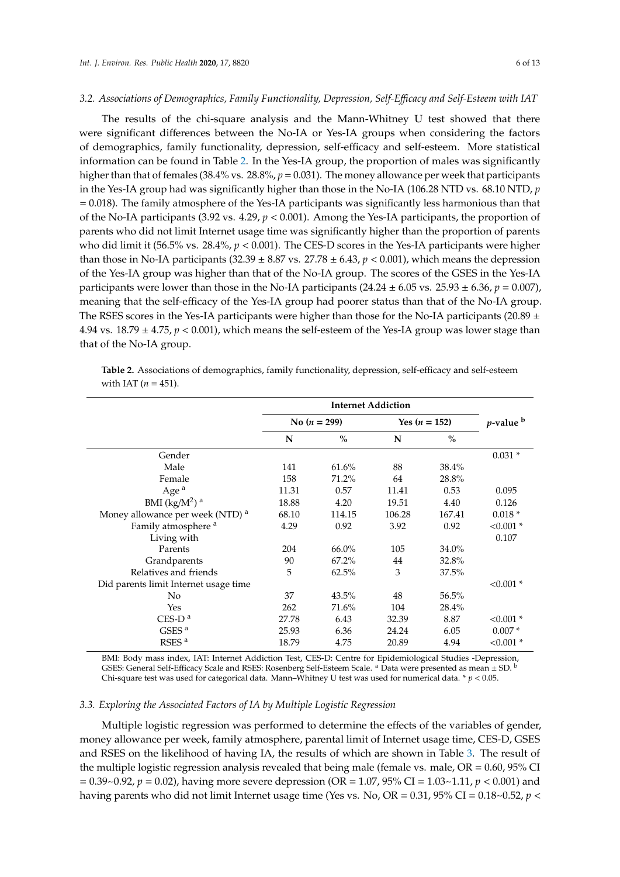### 3.2. Associations of Demographics, Family Functionality, Depression, Self-Efficacy and Self-Esteem with IAT

The results of the chi-square analysis and the Mann-Whitney U test showed that there were significant differences between the No-IA or Yes-IA groups when considering the factors of demographics, family functionality, depression, self-efficacy and self-esteem. More statistical information can be found in Table 2. In the Yes-IA group, the proportion of males was significantly higher than that of females (38.4% vs. 28.8%, $p = 0.031$). The money allowance per week that participants in the Yes-IA group had was significantly higher than those in the No-IA (106.28 NTD vs. 68.10 NTD, $p = 0.018$). The family atmosphere of the Yes-IA participants was significantly less harmonious than that of the No-IA participants (3.92 vs. 4.29, $p < 0.001$). Among the Yes-IA participants, the proportion of parents who did not limit Internet usage time was significantly higher than the proportion of parents who did limit it (56.5% vs. 28.4%, $p < 0.001$). The CES-D scores in the Yes-IA participants were higher than those in No-IA participants ($32.39 \pm 8.87$ vs. $27.78 \pm 6.43$, $p < 0.001$), which means the depression of the Yes-IA group was higher than that of the No-IA group. The scores of the GSES in the Yes-IA participants were lower than those in the No-IA participants ($24.24 \pm 6.05$ vs. $25.93 \pm 6.36$, $p = 0.007$), meaning that the self-efficacy of the Yes-IA group had poorer status than that of the No-IA group. The RSES scores in the Yes-IA participants were higher than those for the No-IA participants ($20.89 \pm 4.94$ vs. $18.79 \pm 4.75$, $p < 0.001$), which means the self-esteem of the Yes-IA group was lower stage than that of the No-IA group.

**Table 2.** Associations of demographics, family functionality, depression, self-efficacy and self-esteem with IAT ($n = 451$).

| | Internet Addiction | | | | |
|---|---|---|---|---|---|
| | No ($n = 299$) | | Yes ($n = 152$) | | $p$-value [b] |
| | N | % | N | % | |
| Gender | | | | | 0.031 * |
| Male | 141 | 61.6% | 88 | 38.4% | |
| Female | 158 | 71.2% | 64 | 28.8% | |
| Age [a] | 11.31 | 0.57 | 11.41 | 0.53 | 0.095 |
| BMI ($kg/M^2$) [a] | 18.88 | 4.20 | 19.51 | 4.40 | 0.126 |
| Money allowance per week (NTD) [a] | 68.10 | 114.15 | 106.28 | 167.41 | 0.018 * |
| Family atmosphere [a] | 4.29 | 0.92 | 3.92 | 0.92 | <0.001 * |
| Living with | | | | | 0.107 |
| Parents | 204 | 66.0% | 105 | 34.0% | |
| Grandparents | 90 | 67.2% | 44 | 32.8% | |
| Relatives and friends | 5 | 62.5% | 3 | 37.5% | |
| Did parents limit Internet usage time | | | | | <0.001 * |
| No | 37 | 43.5% | 48 | 56.5% | |
| Yes | 262 | 71.6% | 104 | 28.4% | |
| CES-D [a] | 27.78 | 6.43 | 32.39 | 8.87 | <0.001 * |
| GSES [a] | 25.93 | 6.36 | 24.24 | 6.05 | 0.007 * |
| RSES [a] | 18.79 | 4.75 | 20.89 | 4.94 | <0.001 * |

BMI: Body mass index, IAT: Internet Addiction Test, CES-D: Centre for Epidemiological Studies -Depression, GSES: General Self-Efficacy Scale and RSES: Rosenberg Self-Esteem Scale. [a] Data were presented as mean ± SD. [b] Chi-square test was used for categorical data. Mann–Whitney U test was used for numerical data. * $p < 0.05$.

### 3.3. Exploring the Associated Factors of IA by Multiple Logistic Regression

Multiple logistic regression was performed to determine the effects of the variables of gender, money allowance per week, family atmosphere, parental limit of Internet usage time, CES-D, GSES and RSES on the likelihood of having IA, the results of which are shown in Table 3. The result of the multiple logistic regression analysis revealed that being male (female vs. male, OR = 0.60, 95% CI = 0.39~0.92, $p = 0.02$), having more severe depression (OR = 1.07, 95% CI = 1.03~1.11, $p < 0.001$) and having parents who did not limit Internet usage time (Yes vs. No, OR = 0.31, 95% CI = 0.18~0.52, $p <$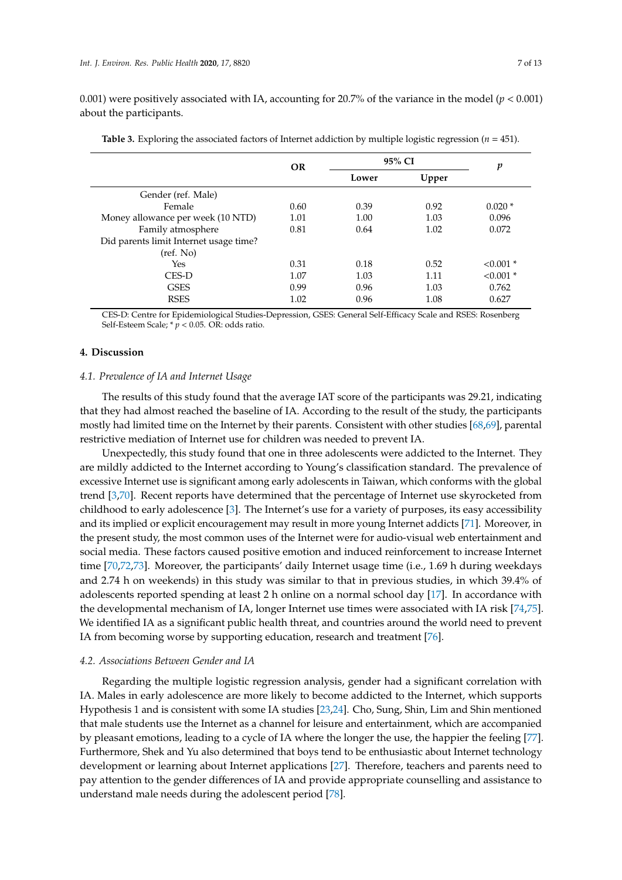0.001) were positively associated with IA, accounting for 20.7% of the variance in the model ($p < 0.001$) about the participants.

**Table 3.** Exploring the associated factors of Internet addiction by multiple logistic regression ($n = 451$).

| | OR | 95% CI | | $p$ |
|---|---|---|---|---|
| | | Lower | Upper | |
| Gender (ref. Male) | | | | |
| Female | 0.60 | 0.39 | 0.92 | 0.020 * |
| Money allowance per week (10 NTD) | 1.01 | 1.00 | 1.03 | 0.096 |
| Family atmosphere | 0.81 | 0.64 | 1.02 | 0.072 |
| Did parents limit Internet usage time? (ref. No) | | | | |
| Yes | 0.31 | 0.18 | 0.52 | <0.001 * |
| CES-D | 1.07 | 1.03 | 1.11 | <0.001 * |
| GSES | 0.99 | 0.96 | 1.03 | 0.762 |
| RSES | 1.02 | 0.96 | 1.08 | 0.627 |

CES-D: Centre for Epidemiological Studies-Depression, GSES: General Self-Efficacy Scale and RSES: Rosenberg Self-Esteem Scale; * $p < 0.05$. OR: odds ratio.

## 4. Discussion

### *4.1. Prevalence of IA and Internet Usage*

The results of this study found that the average IAT score of the participants was 29.21, indicating that they had almost reached the baseline of IA. According to the result of the study, the participants mostly had limited time on the Internet by their parents. Consistent with other studies [68,69], parental restrictive mediation of Internet use for children was needed to prevent IA.

Unexpectedly, this study found that one in three adolescents were addicted to the Internet. They are mildly addicted to the Internet according to Young's classification standard. The prevalence of excessive Internet use is significant among early adolescents in Taiwan, which conforms with the global trend [3,70]. Recent reports have determined that the percentage of Internet use skyrocketed from childhood to early adolescence [3]. The Internet's use for a variety of purposes, its easy accessibility and its implied or explicit encouragement may result in more young Internet addicts [71]. Moreover, in the present study, the most common uses of the Internet were for audio-visual web entertainment and social media. These factors caused positive emotion and induced reinforcement to increase Internet time [70,72,73]. Moreover, the participants' daily Internet usage time (i.e., 1.69 h during weekdays and 2.74 h on weekends) in this study was similar to that in previous studies, in which 39.4% of adolescents reported spending at least 2 h online on a normal school day [17]. In accordance with the developmental mechanism of IA, longer Internet use times were associated with IA risk [74,75]. We identified IA as a significant public health threat, and countries around the world need to prevent IA from becoming worse by supporting education, research and treatment [76].

### *4.2. Associations Between Gender and IA*

Regarding the multiple logistic regression analysis, gender had a significant correlation with IA. Males in early adolescence are more likely to become addicted to the Internet, which supports Hypothesis 1 and is consistent with some IA studies [23,24]. Cho, Sung, Shin, Lim and Shin mentioned that male students use the Internet as a channel for leisure and entertainment, which are accompanied by pleasant emotions, leading to a cycle of IA where the longer the use, the happier the feeling [77]. Furthermore, Shek and Yu also determined that boys tend to be enthusiastic about Internet technology development or learning about Internet applications [27]. Therefore, teachers and parents need to pay attention to the gender differences of IA and provide appropriate counselling and assistance to understand male needs during the adolescent period [78].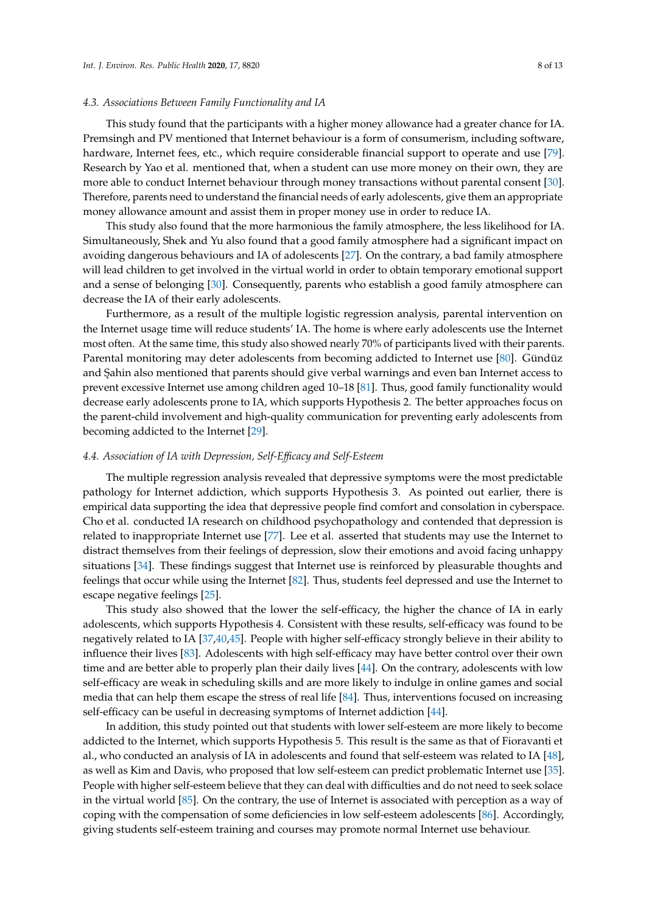### 4.3. Associations Between Family Functionality and IA

This study found that the participants with a higher money allowance had a greater chance for IA. Premsingh and PV mentioned that Internet behaviour is a form of consumerism, including software, hardware, Internet fees, etc., which require considerable financial support to operate and use [79]. Research by Yao et al. mentioned that, when a student can use more money on their own, they are more able to conduct Internet behaviour through money transactions without parental consent [30]. Therefore, parents need to understand the financial needs of early adolescents, give them an appropriate money allowance amount and assist them in proper money use in order to reduce IA.

This study also found that the more harmonious the family atmosphere, the less likelihood for IA. Simultaneously, Shek and Yu also found that a good family atmosphere had a significant impact on avoiding dangerous behaviours and IA of adolescents [27]. On the contrary, a bad family atmosphere will lead children to get involved in the virtual world in order to obtain temporary emotional support and a sense of belonging [30]. Consequently, parents who establish a good family atmosphere can decrease the IA of their early adolescents.

Furthermore, as a result of the multiple logistic regression analysis, parental intervention on the Internet usage time will reduce students' IA. The home is where early adolescents use the Internet most often. At the same time, this study also showed nearly 70% of participants lived with their parents. Parental monitoring may deter adolescents from becoming addicted to Internet use [80]. Gündüz and Şahin also mentioned that parents should give verbal warnings and even ban Internet access to prevent excessive Internet use among children aged 10–18 [81]. Thus, good family functionality would decrease early adolescents prone to IA, which supports Hypothesis 2. The better approaches focus on the parent-child involvement and high-quality communication for preventing early adolescents from becoming addicted to the Internet [29].

### 4.4. Association of IA with Depression, Self-Efficacy and Self-Esteem

The multiple regression analysis revealed that depressive symptoms were the most predictable pathology for Internet addiction, which supports Hypothesis 3. As pointed out earlier, there is empirical data supporting the idea that depressive people find comfort and consolation in cyberspace. Cho et al. conducted IA research on childhood psychopathology and contended that depression is related to inappropriate Internet use [77]. Lee et al. asserted that students may use the Internet to distract themselves from their feelings of depression, slow their emotions and avoid facing unhappy situations [34]. These findings suggest that Internet use is reinforced by pleasurable thoughts and feelings that occur while using the Internet [82]. Thus, students feel depressed and use the Internet to escape negative feelings [25].

This study also showed that the lower the self-efficacy, the higher the chance of IA in early adolescents, which supports Hypothesis 4. Consistent with these results, self-efficacy was found to be negatively related to IA [37,40,45]. People with higher self-efficacy strongly believe in their ability to influence their lives [83]. Adolescents with high self-efficacy may have better control over their own time and are better able to properly plan their daily lives [44]. On the contrary, adolescents with low self-efficacy are weak in scheduling skills and are more likely to indulge in online games and social media that can help them escape the stress of real life [84]. Thus, interventions focused on increasing self-efficacy can be useful in decreasing symptoms of Internet addiction [44].

In addition, this study pointed out that students with lower self-esteem are more likely to become addicted to the Internet, which supports Hypothesis 5. This result is the same as that of Fioravanti et al., who conducted an analysis of IA in adolescents and found that low self-esteem was related to IA [48], as well as Kim and Davis, who proposed that low self-esteem can predict problematic Internet use [35]. People with higher self-esteem believe that they can deal with difficulties and do not need to seek solace in the virtual world [85]. On the contrary, the use of Internet is associated with perception as a way of coping with the compensation of some deficiencies in low self-esteem adolescents [86]. Accordingly, giving students self-esteem training and courses may promote normal Internet use behaviour.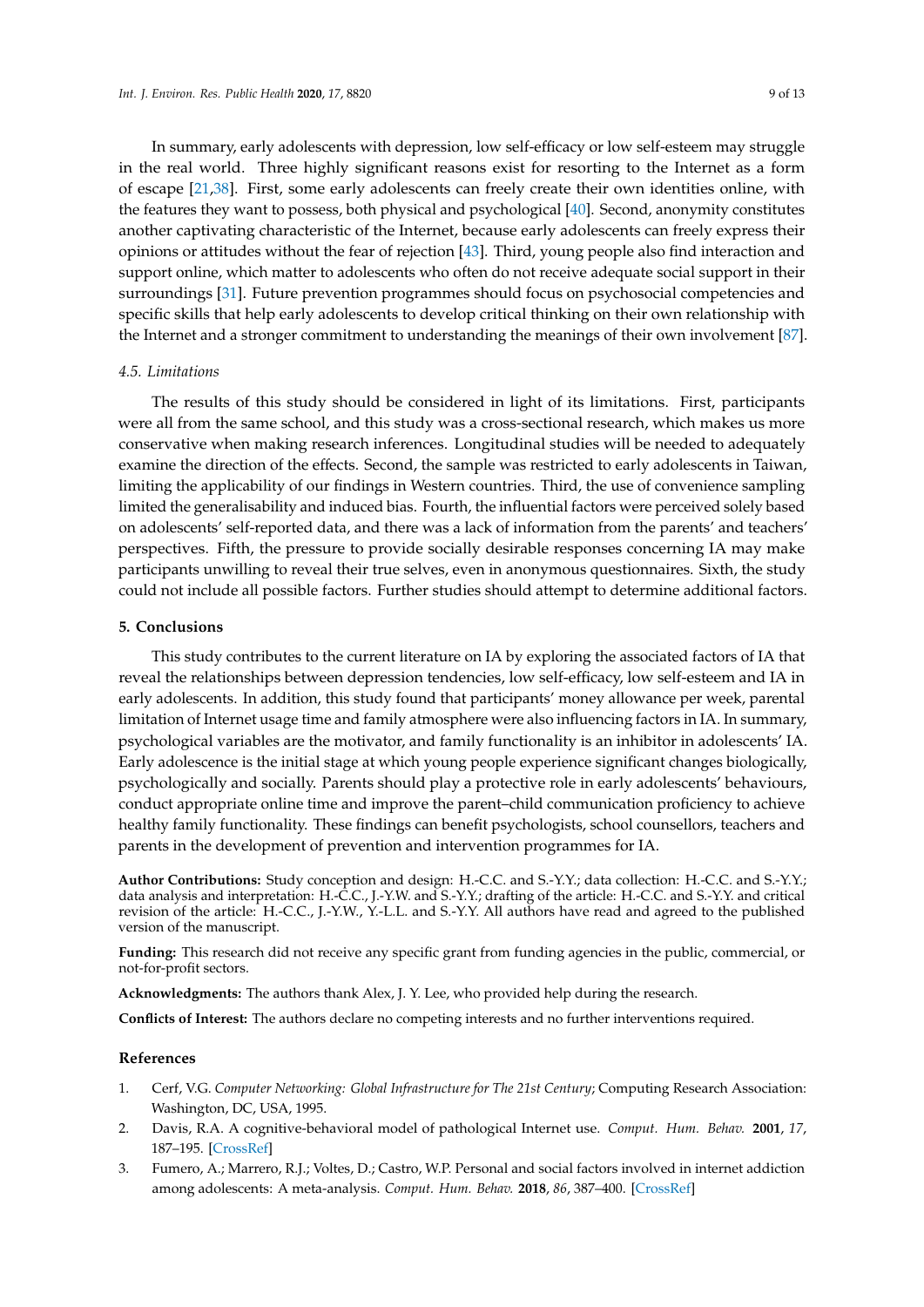In summary, early adolescents with depression, low self-efficacy or low self-esteem may struggle in the real world. Three highly significant reasons exist for resorting to the Internet as a form of escape [21,38]. First, some early adolescents can freely create their own identities online, with the features they want to possess, both physical and psychological [40]. Second, anonymity constitutes another captivating characteristic of the Internet, because early adolescents can freely express their opinions or attitudes without the fear of rejection [43]. Third, young people also find interaction and support online, which matter to adolescents who often do not receive adequate social support in their surroundings [31]. Future prevention programmes should focus on psychosocial competencies and specific skills that help early adolescents to develop critical thinking on their own relationship with the Internet and a stronger commitment to understanding the meanings of their own involvement [87].

### 4.5. Limitations

The results of this study should be considered in light of its limitations. First, participants were all from the same school, and this study was a cross-sectional research, which makes us more conservative when making research inferences. Longitudinal studies will be needed to adequately examine the direction of the effects. Second, the sample was restricted to early adolescents in Taiwan, limiting the applicability of our findings in Western countries. Third, the use of convenience sampling limited the generalisability and induced bias. Fourth, the influential factors were perceived solely based on adolescents' self-reported data, and there was a lack of information from the parents' and teachers' perspectives. Fifth, the pressure to provide socially desirable responses concerning IA may make participants unwilling to reveal their true selves, even in anonymous questionnaires. Sixth, the study could not include all possible factors. Further studies should attempt to determine additional factors.

## 5. Conclusions

This study contributes to the current literature on IA by exploring the associated factors of IA that reveal the relationships between depression tendencies, low self-efficacy, low self-esteem and IA in early adolescents. In addition, this study found that participants' money allowance per week, parental limitation of Internet usage time and family atmosphere were also influencing factors in IA. In summary, psychological variables are the motivator, and family functionality is an inhibitor in adolescents' IA. Early adolescence is the initial stage at which young people experience significant changes biologically, psychologically and socially. Parents should play a protective role in early adolescents' behaviours, conduct appropriate online time and improve the parent–child communication proficiency to achieve healthy family functionality. These findings can benefit psychologists, school counsellors, teachers and parents in the development of prevention and intervention programmes for IA.

**Author Contributions:** Study conception and design: H.-C.C. and S.-Y.Y.; data collection: H.-C.C. and S.-Y.Y.; data analysis and interpretation: H.-C.C., J.-Y.W. and S.-Y.Y.; drafting of the article: H.-C.C. and S.-Y.Y. and critical revision of the article: H.-C.C., J.-Y.W., Y.-L.L. and S.-Y.Y. All authors have read and agreed to the published version of the manuscript.

**Funding:** This research did not receive any specific grant from funding agencies in the public, commercial, or not-for-profit sectors.

**Acknowledgments:** The authors thank Alex, J. Y. Lee, who provided help during the research.

**Conflicts of Interest:** The authors declare no competing interests and no further interventions required.

## References

1. Cerf, V.G. *Computer Networking: Global Infrastructure for The 21st Century*; Computing Research Association: Washington, DC, USA, 1995.
2. Davis, R.A. A cognitive-behavioral model of pathological Internet use. *Comput. Hum. Behav.* **2001**, *17*, 187–195. [CrossRef]
3. Fumero, A.; Marrero, R.J.; Voltes, D.; Castro, W.P. Personal and social factors involved in internet addiction among adolescents: A meta-analysis. *Comput. Hum. Behav.* **2018**, *86*, 387–400. [CrossRef]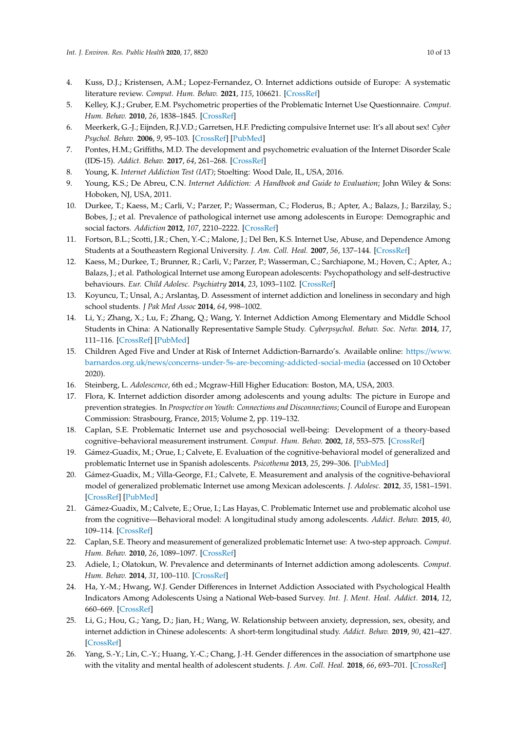4. Kuss, D.J.; Kristensen, A.M.; Lopez-Fernandez, O. Internet addictions outside of Europe: A systematic literature review. *Comput. Hum. Behav.* **2021**, *115*, 106621. [CrossRef]
5. Kelley, K.J.; Gruber, E.M. Psychometric properties of the Problematic Internet Use Questionnaire. *Comput. Hum. Behav.* **2010**, *26*, 1838–1845. [CrossRef]
6. Meerkerk, G.-J.; Eijnden, R.J.V.D.; Garretsen, H.F. Predicting compulsive Internet use: It's all about sex! *Cyber Psychol. Behav.* **2006**, *9*, 95–103. [CrossRef] [PubMed]
7. Pontes, H.M.; Griffiths, M.D. The development and psychometric evaluation of the Internet Disorder Scale (IDS-15). *Addict. Behav.* **2017**, *64*, 261–268. [CrossRef]
8. Young, K. *Internet Addiction Test (IAT)*; Stoelting: Wood Dale, IL, USA, 2016.
9. Young, K.S.; De Abreu, C.N. *Internet Addiction: A Handbook and Guide to Evaluation*; John Wiley & Sons: Hoboken, NJ, USA, 2011.
10. Durkee, T.; Kaess, M.; Carli, V.; Parzer, P.; Wasserman, C.; Floderus, B.; Apter, A.; Balazs, J.; Barzilay, S.; Bobes, J.; et al. Prevalence of pathological internet use among adolescents in Europe: Demographic and social factors. *Addiction* **2012**, *107*, 2210–2222. [CrossRef]
11. Fortson, B.L.; Scotti, J.R.; Chen, Y.-C.; Malone, J.; Del Ben, K.S. Internet Use, Abuse, and Dependence Among Students at a Southeastern Regional University. *J. Am. Coll. Heal.* **2007**, *56*, 137–144. [CrossRef]
12. Kaess, M.; Durkee, T.; Brunner, R.; Carli, V.; Parzer, P.; Wasserman, C.; Sarchiapone, M.; Hoven, C.; Apter, A.; Balazs, J.; et al. Pathological Internet use among European adolescents: Psychopathology and self-destructive behaviours. *Eur. Child Adolesc. Psychiatry* **2014**, *23*, 1093–1102. [CrossRef]
13. Koyuncu, T.; Unsal, A.; Arslantaş, D. Assessment of internet addiction and loneliness in secondary and high school students. *J Pak Med Assoc* **2014**, *64*, 998–1002.
14. Li, Y.; Zhang, X.; Lu, F.; Zhang, Q.; Wang, Y. Internet Addiction Among Elementary and Middle School Students in China: A Nationally Representative Sample Study. *Cyberpsychol. Behav. Soc. Netw.* **2014**, *17*, 111–116. [CrossRef] [PubMed]
15. Children Aged Five and Under at Risk of Internet Addiction-Barnardo's. Available online: https://www.barnardos.org.uk/news/concerns-under-5s-are-becoming-addicted-social-media (accessed on 10 October 2020).
16. Steinberg, L. *Adolescence*, 6th ed.; Mcgraw-Hill Higher Education: Boston, MA, USA, 2003.
17. Flora, K. Internet addiction disorder among adolescents and young adults: The picture in Europe and prevention strategies. In *Prospective on Youth: Connections and Disconnections*; Council of Europe and European Commission: Strasbourg, France, 2015; Volume 2, pp. 119–132.
18. Caplan, S.E. Problematic Internet use and psychosocial well-being: Development of a theory-based cognitive–behavioral measurement instrument. *Comput. Hum. Behav.* **2002**, *18*, 553–575. [CrossRef]
19. Gámez-Guadix, M.; Orue, I.; Calvete, E. Evaluation of the cognitive-behavioral model of generalized and problematic Internet use in Spanish adolescents. *Psicothema* **2013**, *25*, 299–306. [PubMed]
20. Gámez-Guadix, M.; Villa-George, F.I.; Calvete, E. Measurement and analysis of the cognitive-behavioral model of generalized problematic Internet use among Mexican adolescents. *J. Adolesc.* **2012**, *35*, 1581–1591. [CrossRef] [PubMed]
21. Gámez-Guadix, M.; Calvete, E.; Orue, I.; Las Hayas, C. Problematic Internet use and problematic alcohol use from the cognitive—Behavioral model: A longitudinal study among adolescents. *Addict. Behav.* **2015**, *40*, 109–114. [CrossRef]
22. Caplan, S.E. Theory and measurement of generalized problematic Internet use: A two-step approach. *Comput. Hum. Behav.* **2010**, *26*, 1089–1097. [CrossRef]
23. Adiele, I.; Olatokun, W. Prevalence and determinants of Internet addiction among adolescents. *Comput. Hum. Behav.* **2014**, *31*, 100–110. [CrossRef]
24. Ha, Y.-M.; Hwang, W.J. Gender Differences in Internet Addiction Associated with Psychological Health Indicators Among Adolescents Using a National Web-based Survey. *Int. J. Ment. Heal. Addict.* **2014**, *12*, 660–669. [CrossRef]
25. Li, G.; Hou, G.; Yang, D.; Jian, H.; Wang, W. Relationship between anxiety, depression, sex, obesity, and internet addiction in Chinese adolescents: A short-term longitudinal study. *Addict. Behav.* **2019**, *90*, 421–427. [CrossRef]
26. Yang, S.-Y.; Lin, C.-Y.; Huang, Y.-C.; Chang, J.-H. Gender differences in the association of smartphone use with the vitality and mental health of adolescent students. *J. Am. Coll. Heal.* **2018**, *66*, 693–701. [CrossRef]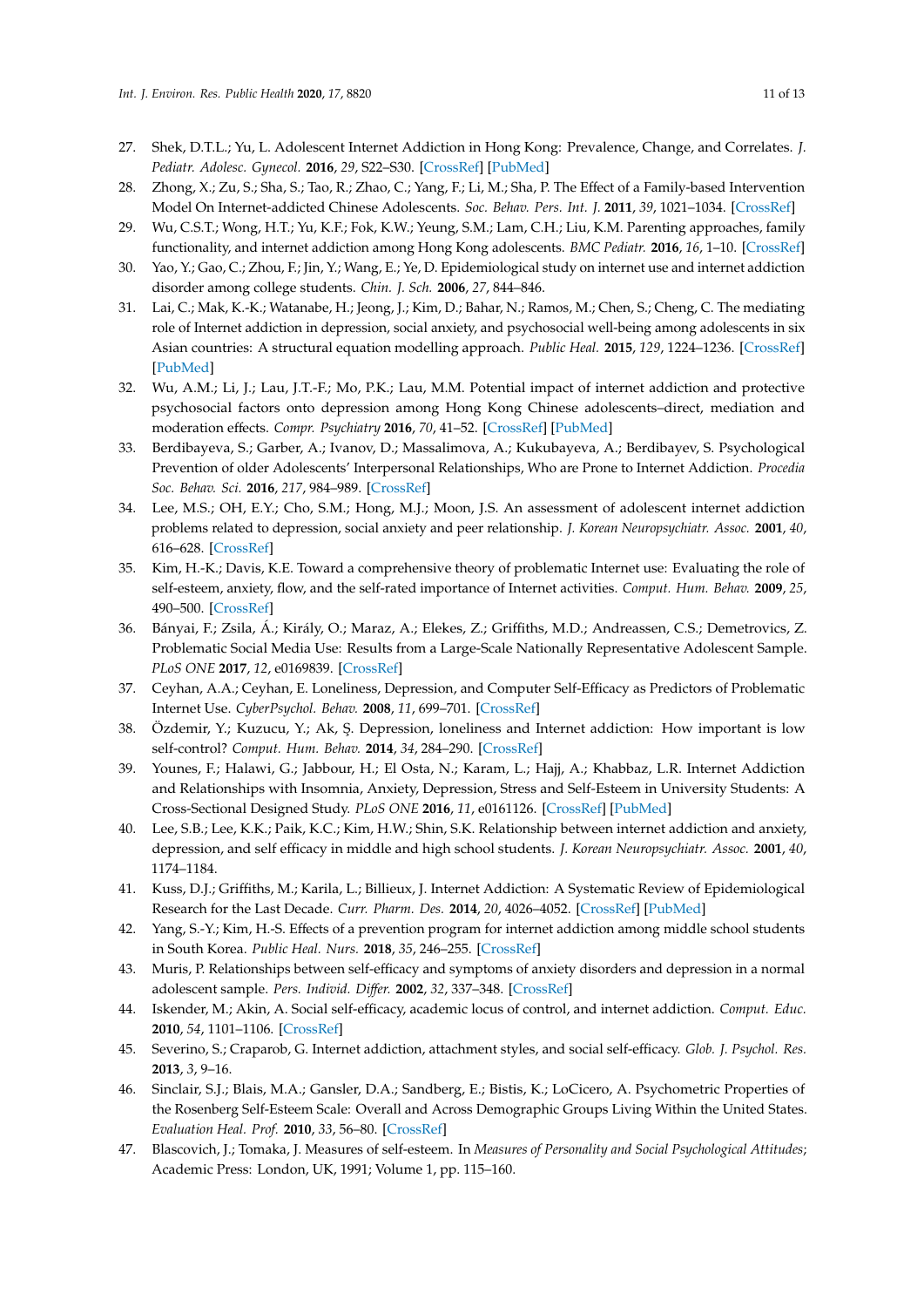27. Shek, D.T.L.; Yu, L. Adolescent Internet Addiction in Hong Kong: Prevalence, Change, and Correlates. *J. Pediatr. Adolesc. Gynecol.* **2016**, *29*, S22–S30. [CrossRef] [PubMed]
28. Zhong, X.; Zu, S.; Sha, S.; Tao, R.; Zhao, C.; Yang, F.; Li, M.; Sha, P. The Effect of a Family-based Intervention Model On Internet-addicted Chinese Adolescents. *Soc. Behav. Pers. Int. J.* **2011**, *39*, 1021–1034. [CrossRef]
29. Wu, C.S.T.; Wong, H.T.; Yu, K.F.; Fok, K.W.; Yeung, S.M.; Lam, C.H.; Liu, K.M. Parenting approaches, family functionality, and internet addiction among Hong Kong adolescents. *BMC Pediatr.* **2016**, *16*, 1–10. [CrossRef]
30. Yao, Y.; Gao, C.; Zhou, F.; Jin, Y.; Wang, E.; Ye, D. Epidemiological study on internet use and internet addiction disorder among college students. *Chin. J. Sch.* **2006**, *27*, 844–846.
31. Lai, C.; Mak, K.-K.; Watanabe, H.; Jeong, J.; Kim, D.; Bahar, N.; Ramos, M.; Chen, S.; Cheng, C. The mediating role of Internet addiction in depression, social anxiety, and psychosocial well-being among adolescents in six Asian countries: A structural equation modelling approach. *Public Heal.* **2015**, *129*, 1224–1236. [CrossRef] [PubMed]
32. Wu, A.M.; Li, J.; Lau, J.T.-F.; Mo, P.K.; Lau, M.M. Potential impact of internet addiction and protective psychosocial factors onto depression among Hong Kong Chinese adolescents–direct, mediation and moderation effects. *Compr. Psychiatry* **2016**, *70*, 41–52. [CrossRef] [PubMed]
33. Berdibayeva, S.; Garber, A.; Ivanov, D.; Massalimova, A.; Kukubayeva, A.; Berdibayev, S. Psychological Prevention of older Adolescents' Interpersonal Relationships, Who are Prone to Internet Addiction. *Procedia Soc. Behav. Sci.* **2016**, *217*, 984–989. [CrossRef]
34. Lee, M.S.; OH, E.Y.; Cho, S.M.; Hong, M.J.; Moon, J.S. An assessment of adolescent internet addiction problems related to depression, social anxiety and peer relationship. *J. Korean Neuropsychiatr. Assoc.* **2001**, *40*, 616–628. [CrossRef]
35. Kim, H.-K.; Davis, K.E. Toward a comprehensive theory of problematic Internet use: Evaluating the role of self-esteem, anxiety, flow, and the self-rated importance of Internet activities. *Comput. Hum. Behav.* **2009**, *25*, 490–500. [CrossRef]
36. Bányai, F.; Zsila, Á.; Király, O.; Maraz, A.; Elekes, Z.; Griffiths, M.D.; Andreassen, C.S.; Demetrovics, Z. Problematic Social Media Use: Results from a Large-Scale Nationally Representative Adolescent Sample. *PLoS ONE* **2017**, *12*, e0169839. [CrossRef]
37. Ceyhan, A.A.; Ceyhan, E. Loneliness, Depression, and Computer Self-Efficacy as Predictors of Problematic Internet Use. *CyberPsychol. Behav.* **2008**, *11*, 699–701. [CrossRef]
38. Özdemir, Y.; Kuzucu, Y.; Ak, Ş. Depression, loneliness and Internet addiction: How important is low self-control? *Comput. Hum. Behav.* **2014**, *34*, 284–290. [CrossRef]
39. Younes, F.; Halawi, G.; Jabbour, H.; El Osta, N.; Karam, L.; Hajj, A.; Khabbaz, L.R. Internet Addiction and Relationships with Insomnia, Anxiety, Depression, Stress and Self-Esteem in University Students: A Cross-Sectional Designed Study. *PLoS ONE* **2016**, *11*, e0161126. [CrossRef] [PubMed]
40. Lee, S.B.; Lee, K.K.; Paik, K.C.; Kim, H.W.; Shin, S.K. Relationship between internet addiction and anxiety, depression, and self efficacy in middle and high school students. *J. Korean Neuropsychiatr. Assoc.* **2001**, *40*, 1174–1184.
41. Kuss, D.J.; Griffiths, M.; Karila, L.; Billieux, J. Internet Addiction: A Systematic Review of Epidemiological Research for the Last Decade. *Curr. Pharm. Des.* **2014**, *20*, 4026–4052. [CrossRef] [PubMed]
42. Yang, S.-Y.; Kim, H.-S. Effects of a prevention program for internet addiction among middle school students in South Korea. *Public Heal. Nurs.* **2018**, *35*, 246–255. [CrossRef]
43. Muris, P. Relationships between self-efficacy and symptoms of anxiety disorders and depression in a normal adolescent sample. *Pers. Individ. Differ.* **2002**, *32*, 337–348. [CrossRef]
44. Iskender, M.; Akin, A. Social self-efficacy, academic locus of control, and internet addiction. *Comput. Educ.* **2010**, *54*, 1101–1106. [CrossRef]
45. Severino, S.; Craparob, G. Internet addiction, attachment styles, and social self-efficacy. *Glob. J. Psychol. Res.* **2013**, *3*, 9–16.
46. Sinclair, S.J.; Blais, M.A.; Gansler, D.A.; Sandberg, E.; Bistis, K.; LoCicero, A. Psychometric Properties of the Rosenberg Self-Esteem Scale: Overall and Across Demographic Groups Living Within the United States. *Evaluation Heal. Prof.* **2010**, *33*, 56–80. [CrossRef]
47. Blascovich, J.; Tomaka, J. Measures of self-esteem. In *Measures of Personality and Social Psychological Attitudes*; Academic Press: London, UK, 1991; Volume 1, pp. 115–160.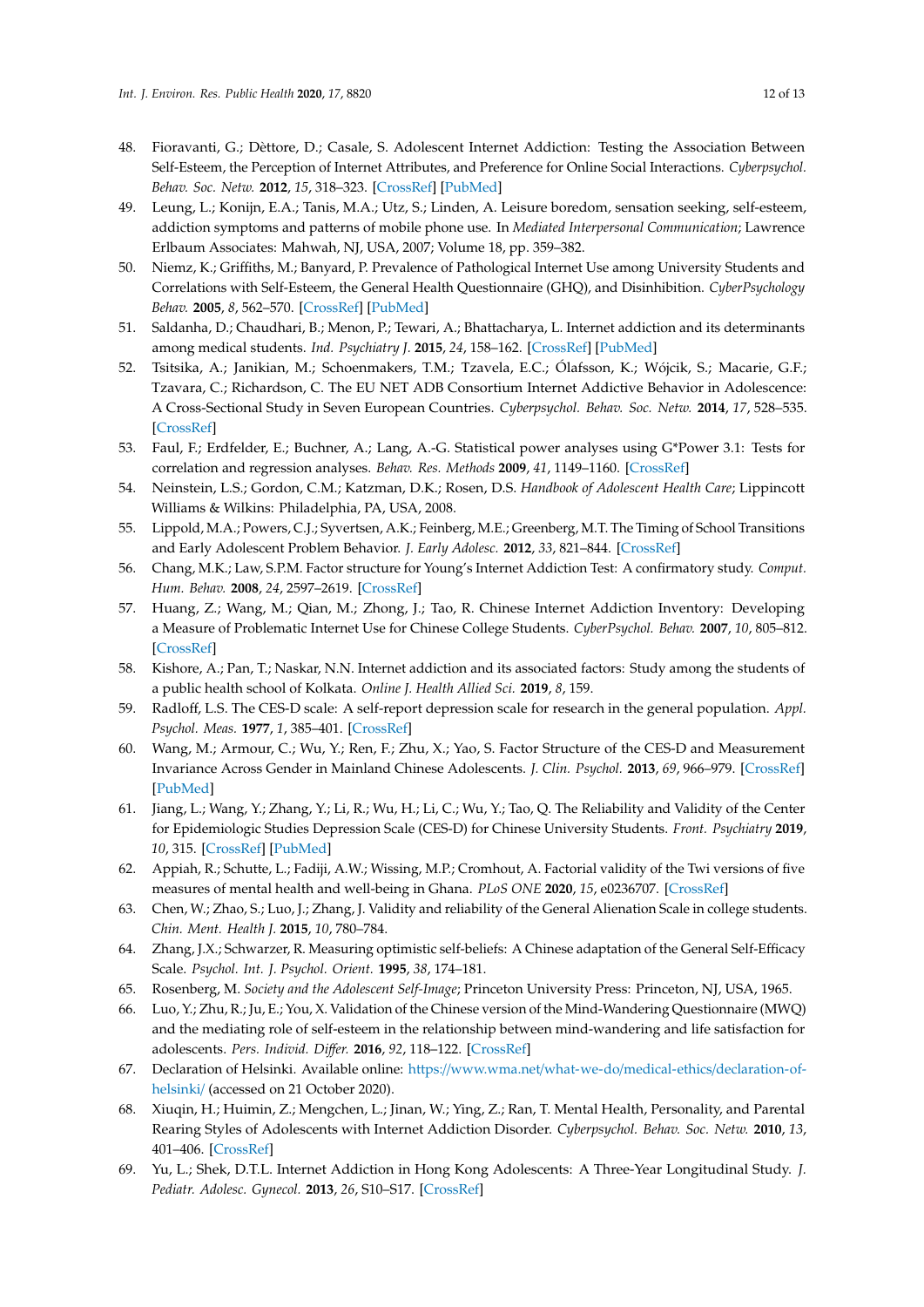48. Fioravanti, G.; Dèttore, D.; Casale, S. Adolescent Internet Addiction: Testing the Association Between Self-Esteem, the Perception of Internet Attributes, and Preference for Online Social Interactions. *Cyberpsychol. Behav. Soc. Netw.* **2012**, *15*, 318–323. [CrossRef] [PubMed]
49. Leung, L.; Konijn, E.A.; Tanis, M.A.; Utz, S.; Linden, A. Leisure boredom, sensation seeking, self-esteem, addiction symptoms and patterns of mobile phone use. In *Mediated Interpersonal Communication*; Lawrence Erlbaum Associates: Mahwah, NJ, USA, 2007; Volume 18, pp. 359–382.
50. Niemz, K.; Griffiths, M.; Banyard, P. Prevalence of Pathological Internet Use among University Students and Correlations with Self-Esteem, the General Health Questionnaire (GHQ), and Disinhibition. *CyberPsychology Behav.* **2005**, *8*, 562–570. [CrossRef] [PubMed]
51. Saldanha, D.; Chaudhari, B.; Menon, P.; Tewari, A.; Bhattacharya, L. Internet addiction and its determinants among medical students. *Ind. Psychiatry J.* **2015**, *24*, 158–162. [CrossRef] [PubMed]
52. Tsitsika, A.; Janikian, M.; Schoenmakers, T.M.; Tzavela, E.C.; Ólafsson, K.; Wójcik, S.; Macarie, G.F.; Tzavara, C.; Richardson, C. The EU NET ADB Consortium Internet Addictive Behavior in Adolescence: A Cross-Sectional Study in Seven European Countries. *Cyberpsychol. Behav. Soc. Netw.* **2014**, *17*, 528–535. [CrossRef]
53. Faul, F.; Erdfelder, E.; Buchner, A.; Lang, A.-G. Statistical power analyses using G*Power 3.1: Tests for correlation and regression analyses. *Behav. Res. Methods* **2009**, *41*, 1149–1160. [CrossRef]
54. Neinstein, L.S.; Gordon, C.M.; Katzman, D.K.; Rosen, D.S. *Handbook of Adolescent Health Care*; Lippincott Williams & Wilkins: Philadelphia, PA, USA, 2008.
55. Lippold, M.A.; Powers, C.J.; Syvertsen, A.K.; Feinberg, M.E.; Greenberg, M.T. The Timing of School Transitions and Early Adolescent Problem Behavior. *J. Early Adolesc.* **2012**, *33*, 821–844. [CrossRef]
56. Chang, M.K.; Law, S.P.M. Factor structure for Young's Internet Addiction Test: A confirmatory study. *Comput. Hum. Behav.* **2008**, *24*, 2597–2619. [CrossRef]
57. Huang, Z.; Wang, M.; Qian, M.; Zhong, J.; Tao, R. Chinese Internet Addiction Inventory: Developing a Measure of Problematic Internet Use for Chinese College Students. *CyberPsychol. Behav.* **2007**, *10*, 805–812. [CrossRef]
58. Kishore, A.; Pan, T.; Naskar, N.N. Internet addiction and its associated factors: Study among the students of a public health school of Kolkata. *Online J. Health Allied Sci.* **2019**, *8*, 159.
59. Radloff, L.S. The CES-D scale: A self-report depression scale for research in the general population. *Appl. Psychol. Meas.* **1977**, *1*, 385–401. [CrossRef]
60. Wang, M.; Armour, C.; Wu, Y.; Ren, F.; Zhu, X.; Yao, S. Factor Structure of the CES-D and Measurement Invariance Across Gender in Mainland Chinese Adolescents. *J. Clin. Psychol.* **2013**, *69*, 966–979. [CrossRef] [PubMed]
61. Jiang, L.; Wang, Y.; Zhang, Y.; Li, R.; Wu, H.; Li, C.; Wu, Y.; Tao, Q. The Reliability and Validity of the Center for Epidemiologic Studies Depression Scale (CES-D) for Chinese University Students. *Front. Psychiatry* **2019**, *10*, 315. [CrossRef] [PubMed]
62. Appiah, R.; Schutte, L.; Fadiji, A.W.; Wissing, M.P.; Cromhout, A. Factorial validity of the Twi versions of five measures of mental health and well-being in Ghana. *PLoS ONE* **2020**, *15*, e0236707. [CrossRef]
63. Chen, W.; Zhao, S.; Luo, J.; Zhang, J. Validity and reliability of the General Alienation Scale in college students. *Chin. Ment. Health J.* **2015**, *10*, 780–784.
64. Zhang, J.X.; Schwarzer, R. Measuring optimistic self-beliefs: A Chinese adaptation of the General Self-Efficacy Scale. *Psychol. Int. J. Psychol. Orient.* **1995**, *38*, 174–181.
65. Rosenberg, M. *Society and the Adolescent Self-Image*; Princeton University Press: Princeton, NJ, USA, 1965.
66. Luo, Y.; Zhu, R.; Ju, E.; You, X. Validation of the Chinese version of the Mind-Wandering Questionnaire (MWQ) and the mediating role of self-esteem in the relationship between mind-wandering and life satisfaction for adolescents. *Pers. Individ. Differ.* **2016**, *92*, 118–122. [CrossRef]
67. Declaration of Helsinki. Available online: https://www.wma.net/what-we-do/medical-ethics/declaration-of-helsinki/ (accessed on 21 October 2020).
68. Xiuqin, H.; Huimin, Z.; Mengchen, L.; Jinan, W.; Ying, Z.; Ran, T. Mental Health, Personality, and Parental Rearing Styles of Adolescents with Internet Addiction Disorder. *Cyberpsychol. Behav. Soc. Netw.* **2010**, *13*, 401–406. [CrossRef]
69. Yu, L.; Shek, D.T.L. Internet Addiction in Hong Kong Adolescents: A Three-Year Longitudinal Study. *J. Pediatr. Adolesc. Gynecol.* **2013**, *26*, S10–S17. [CrossRef]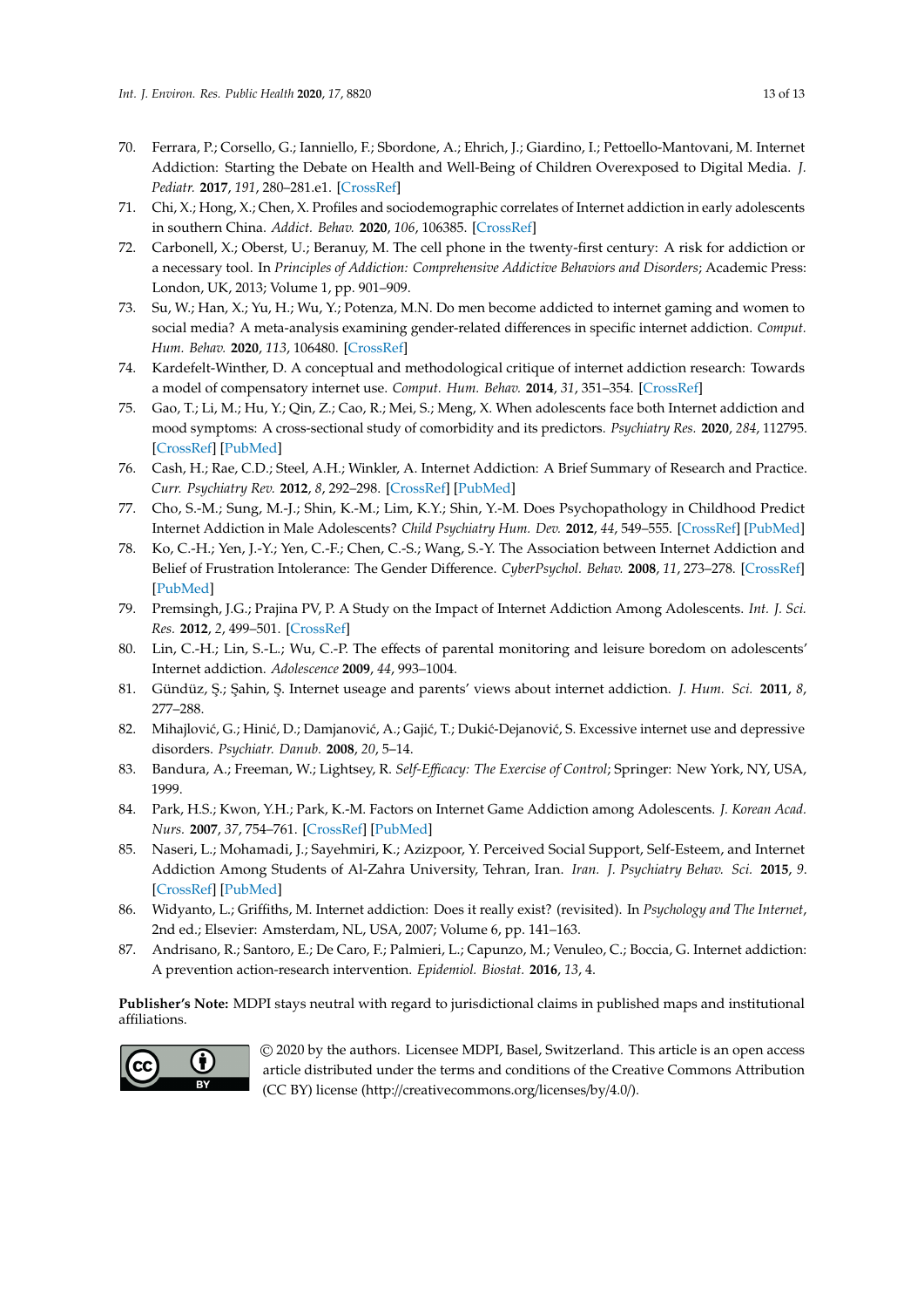70. Ferrara, P.; Corsello, G.; Ianniello, F.; Sbordone, A.; Ehrich, J.; Giardino, I.; Pettoello-Mantovani, M. Internet Addiction: Starting the Debate on Health and Well-Being of Children Overexposed to Digital Media. *J. Pediatr.* **2017**, *191*, 280–281.e1. [CrossRef]
71. Chi, X.; Hong, X.; Chen, X. Profiles and sociodemographic correlates of Internet addiction in early adolescents in southern China. *Addict. Behav.* **2020**, *106*, 106385. [CrossRef]
72. Carbonell, X.; Oberst, U.; Beranuy, M. The cell phone in the twenty-first century: A risk for addiction or a necessary tool. In *Principles of Addiction: Comprehensive Addictive Behaviors and Disorders*; Academic Press: London, UK, 2013; Volume 1, pp. 901–909.
73. Su, W.; Han, X.; Yu, H.; Wu, Y.; Potenza, M.N. Do men become addicted to internet gaming and women to social media? A meta-analysis examining gender-related differences in specific internet addiction. *Comput. Hum. Behav.* **2020**, *113*, 106480. [CrossRef]
74. Kardefelt-Winther, D. A conceptual and methodological critique of internet addiction research: Towards a model of compensatory internet use. *Comput. Hum. Behav.* **2014**, *31*, 351–354. [CrossRef]
75. Gao, T.; Li, M.; Hu, Y.; Qin, Z.; Cao, R.; Mei, S.; Meng, X. When adolescents face both Internet addiction and mood symptoms: A cross-sectional study of comorbidity and its predictors. *Psychiatry Res.* **2020**, *284*, 112795. [CrossRef] [PubMed]
76. Cash, H.; Rae, C.D.; Steel, A.H.; Winkler, A. Internet Addiction: A Brief Summary of Research and Practice. *Curr. Psychiatry Rev.* **2012**, *8*, 292–298. [CrossRef] [PubMed]
77. Cho, S.-M.; Sung, M.-J.; Shin, K.-M.; Lim, K.Y.; Shin, Y.-M. Does Psychopathology in Childhood Predict Internet Addiction in Male Adolescents? *Child Psychiatry Hum. Dev.* **2012**, *44*, 549–555. [CrossRef] [PubMed]
78. Ko, C.-H.; Yen, J.-Y.; Yen, C.-F.; Chen, C.-S.; Wang, S.-Y. The Association between Internet Addiction and Belief of Frustration Intolerance: The Gender Difference. *CyberPsychol. Behav.* **2008**, *11*, 273–278. [CrossRef] [PubMed]
79. Premsingh, J.G.; Prajina PV, P. A Study on the Impact of Internet Addiction Among Adolescents. *Int. J. Sci. Res.* **2012**, *2*, 499–501. [CrossRef]
80. Lin, C.-H.; Lin, S.-L.; Wu, C.-P. The effects of parental monitoring and leisure boredom on adolescents' Internet addiction. *Adolescence* **2009**, *44*, 993–1004.
81. Gündüz, Ş.; Şahin, Ş. Internet useage and parents' views about internet addiction. *J. Hum. Sci.* **2011**, *8*, 277–288.
82. Mihajlović, G.; Hinić, D.; Damjanović, A.; Gajić, T.; Dukić-Dejanović, S. Excessive internet use and depressive disorders. *Psychiatr. Danub.* **2008**, *20*, 5–14.
83. Bandura, A.; Freeman, W.; Lightsey, R. *Self-Efficacy: The Exercise of Control*; Springer: New York, NY, USA, 1999.
84. Park, H.S.; Kwon, Y.H.; Park, K.-M. Factors on Internet Game Addiction among Adolescents. *J. Korean Acad. Nurs.* **2007**, *37*, 754–761. [CrossRef] [PubMed]
85. Naseri, L.; Mohamadi, J.; Sayehmiri, K.; Azizpoor, Y. Perceived Social Support, Self-Esteem, and Internet Addiction Among Students of Al-Zahra University, Tehran, Iran. *Iran. J. Psychiatry Behav. Sci.* **2015**, *9*. [CrossRef] [PubMed]
86. Widyanto, L.; Griffiths, M. Internet addiction: Does it really exist? (revisited). In *Psychology and The Internet*, 2nd ed.; Elsevier: Amsterdam, NL, USA, 2007; Volume 6, pp. 141–163.
87. Andrisano, R.; Santoro, E.; De Caro, F.; Palmieri, L.; Capunzo, M.; Venuleo, C.; Boccia, G. Internet addiction: A prevention action-research intervention. *Epidemiol. Biostat.* **2016**, *13*, 4.

**Publisher's Note:** MDPI stays neutral with regard to jurisdictional claims in published maps and institutional affiliations.

© 2020 by the authors. Licensee MDPI, Basel, Switzerland. This article is an open access article distributed under the terms and conditions of the Creative Commons Attribution (CC BY) license (http://creativecommons.org/licenses/by/4.0/).